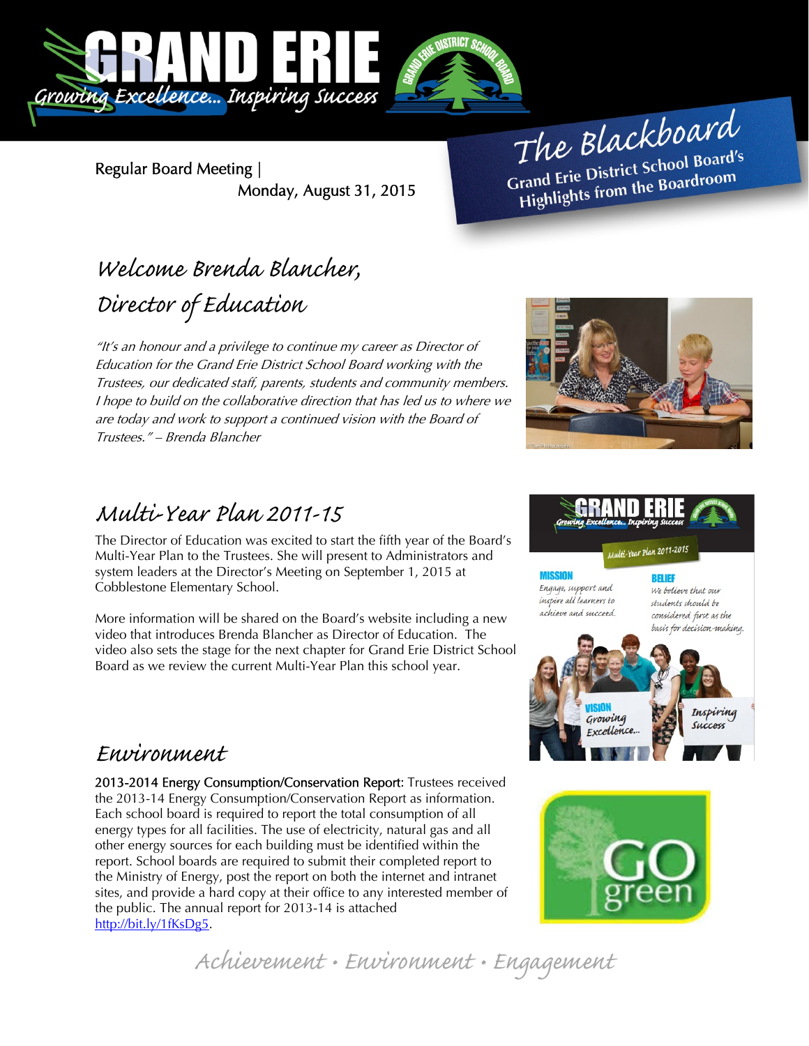# GRAND ERIE

*Growing Excellence... Inspiring Success*

## The Blackboard

**Grand Erie District School Board's Highlights from the Boardroom**

Regular Board Meeting | Monday, August 31, 2015

## Welcome Brenda Blancher, Director of Education

*"It's an honour and a privilege to continue my career as Director of Education for the Grand Erie District School Board working with the Trustees, our dedicated staff, parents, students and community members. I hope to build on the collaborative direction that has led us to where we are today and work to support a continued vision with the Board of Trustees." – Brenda Blancher*

## Multi-Year Plan 2011-15

The Director of Education was excited to start the fifth year of the Board's Multi-Year Plan to the Trustees. She will present to Administrators and system leaders at the Director's Meeting on September 1, 2015 at Cobblestone Elementary School.

More information will be shared on the Board's website including a new video that introduces Brenda Blancher as Director of Education. The video also sets the stage for the next chapter for Grand Erie District School Board as we review the current Multi-Year Plan this school year.

## Environment

**2013-2014 Energy Consumption/Conservation Report:** Trustees received the 2013-14 Energy Consumption/Conservation Report as information. Each school board is required to report the total consumption of all energy types for all facilities. The use of electricity, natural gas and all other energy sources for each building must be identified within the report. School boards are required to submit their completed report to the Ministry of Energy, post the report on both the internet and intranet sites, and provide a hard copy at their office to any interested member of the public. The annual report for 2013-14 is attached http://bit.ly/1fKsDg5.

*Achievement • Environment • Engagement*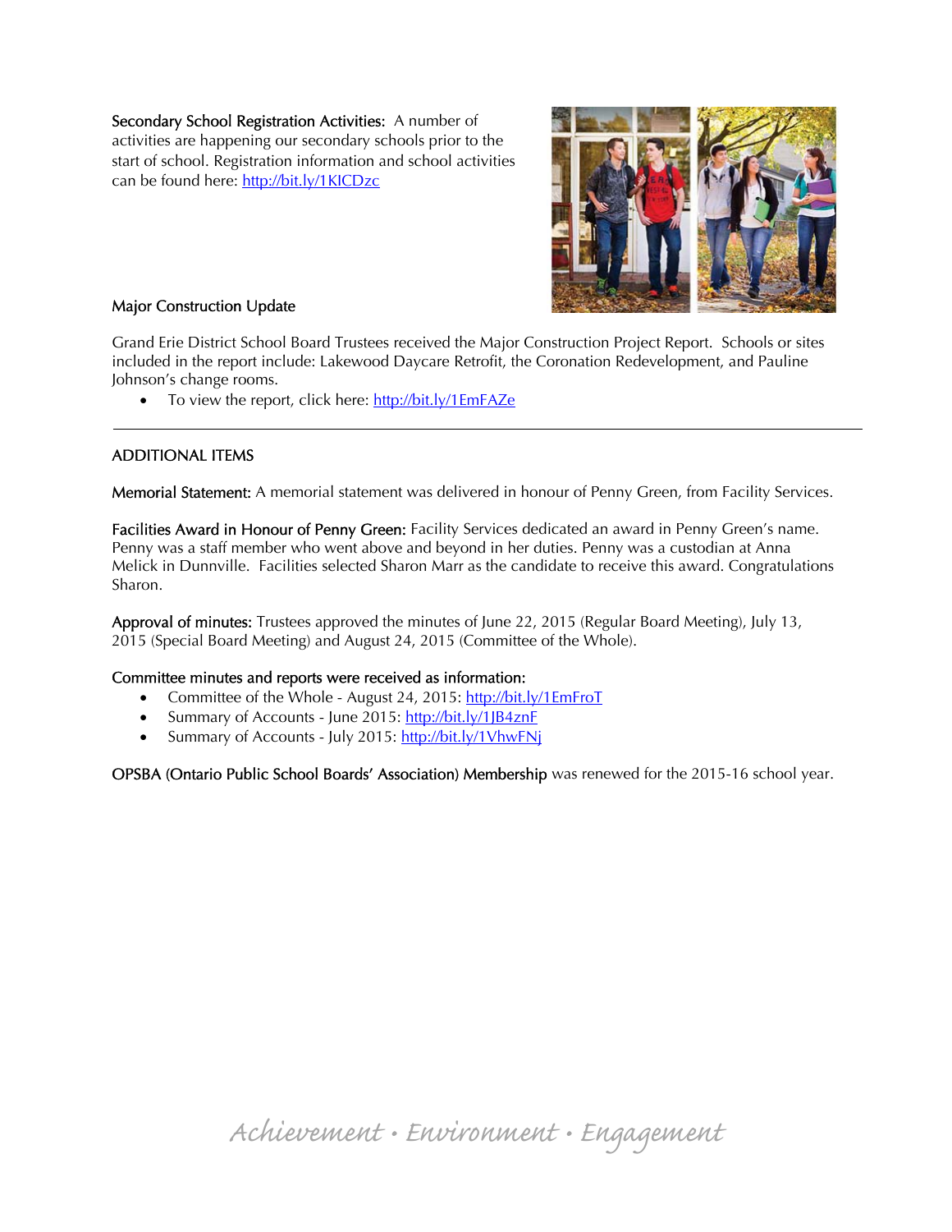**Secondary School Registration Activities:** A number of activities are happening our secondary schools prior to the start of school. Registration information and school activities can be found here: http://bit.ly/1KICDzc

**Major Construction Update**

Grand Erie District School Board Trustees received the Major Construction Project Report. Schools or sites included in the report include: Lakewood Daycare Retrofit, the Coronation Redevelopment, and Pauline Johnson's change rooms.

- To view the report, click here: http://bit.ly/1EmFAZe

---

## ADDITIONAL ITEMS

**Memorial Statement:** A memorial statement was delivered in honour of Penny Green, from Facility Services.

**Facilities Award in Honour of Penny Green:** Facility Services dedicated an award in Penny Green's name. Penny was a staff member who went above and beyond in her duties. Penny was a custodian at Anna Melick in Dunnville. Facilities selected Sharon Marr as the candidate to receive this award. Congratulations Sharon.

**Approval of minutes:** Trustees approved the minutes of June 22, 2015 (Regular Board Meeting), July 13, 2015 (Special Board Meeting) and August 24, 2015 (Committee of the Whole).

**Committee minutes and reports were received as information:**

- Committee of the Whole - August 24, 2015: http://bit.ly/1EmFroT
- Summary of Accounts - June 2015: http://bit.ly/1JB4znF
- Summary of Accounts - July 2015: http://bit.ly/1VhwFNj

**OPSBA (Ontario Public School Boards' Association) Membership** was renewed for the 2015-16 school year.